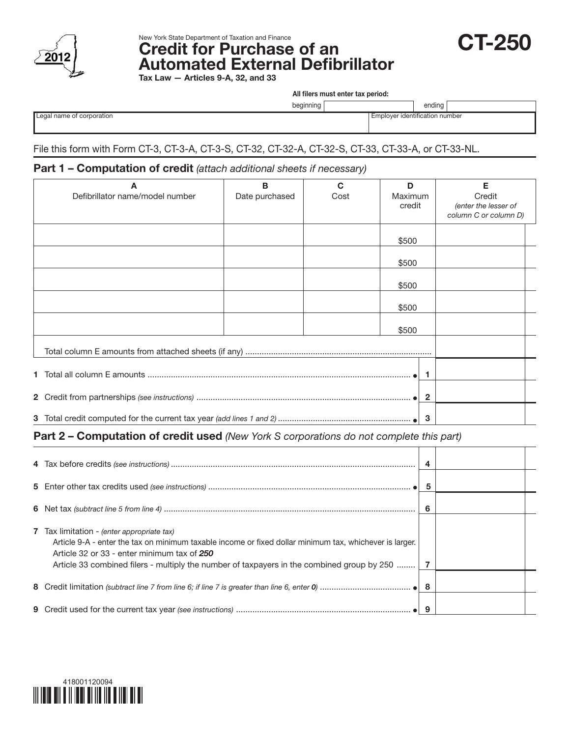New York State Department of Taxation and Finance

# Credit for Purchase of an Automated External Defibrillator

**CT-250**

2012

**Tax Law — Articles 9-A, 32, and 33**

**All filers must enter tax period:**

beginning | ending

| Legal name of corporation | Employer identification number |
|---|---|
| | |

File this form with Form CT-3, CT-3-A, CT-3-S, CT-32, CT-32-A, CT-32-S, CT-33, CT-33-A, or CT-33-NL.

## Part 1 – Computation of credit *(attach additional sheets if necessary)*

| A<br>Defibrillator name/model number | B<br>Date purchased | C<br>Cost | D<br>Maximum credit | E<br>Credit<br>*(enter the lesser of column C or column D)* |
|---|---|---|---|---|
| | | | $500 | |
| | | | $500 | |
| | | | $500 | |
| | | | $500 | |
| | | | $500 | |
| Total column E amounts from attached sheets (if any) | | | | |

| | | |
|---|---|---|
| **1** Total all column E amounts ● | 1 | |
| **2** Credit from partnerships *(see instructions)* ● | 2 | |
| **3** Total credit computed for the current tax year *(add lines 1 and 2)* ● | 3 | |

## Part 2 – Computation of credit used *(New York S corporations do not complete this part)*

| | | |
|---|---|---|
| **4** Tax before credits *(see instructions)* | 4 | |
| **5** Enter other tax credits used *(see instructions)* ● | 5 | |
| **6** Net tax *(subtract line 5 from line 4)* | 6 | |
| **7** Tax limitation - *(enter appropriate tax)*<br>Article 9-A - enter the tax on minimum taxable income or fixed dollar minimum tax, whichever is larger.<br>Article 32 or 33 - enter minimum tax of ***250***<br>Article 33 combined filers - multiply the number of taxpayers in the combined group by 250 | 7 | |
| **8** Credit limitation *(subtract line 7 from line 6; if line 7 is greater than line 6, enter **0**)* ● | 8 | |
| **9** Credit used for the current tax year *(see instructions)* ● | 9 | |

418001120094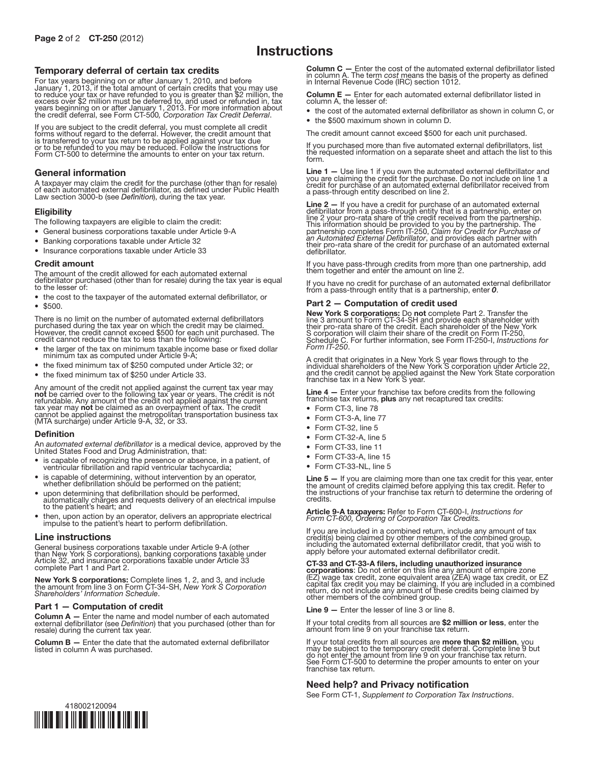# Instructions

## Temporary deferral of certain tax credits

For tax years beginning on or after January 1, 2010, and before January 1, 2013, if the total amount of certain credits that you may use to reduce your tax or have refunded to you is greater than $2 million, the excess over $2 million must be deferred to, and used or refunded in, tax years beginning on or after January 1, 2013. For more information about the credit deferral, see Form CT-500, *Corporation Tax Credit Deferral*.

If you are subject to the credit deferral, you must complete all credit forms without regard to the deferral. However, the credit amount that is transferred to your tax return to be applied against your tax due or to be refunded to you may be reduced. Follow the instructions for Form CT-500 to determine the amounts to enter on your tax return.

## General information

A taxpayer may claim the credit for the purchase (other than for resale) of each automated external defibrillator, as defined under Public Health Law section 3000-b (see *Definition*), during the tax year.

### Eligibility

The following taxpayers are eligible to claim the credit:

- General business corporations taxable under Article 9-A
- Banking corporations taxable under Article 32
- Insurance corporations taxable under Article 33

### Credit amount

The amount of the credit allowed for each automated external defibrillator purchased (other than for resale) during the tax year is equal to the lesser of:

- the cost to the taxpayer of the automated external defibrillator, or
- $500.

There is no limit on the number of automated external defibrillators purchased during the tax year on which the credit may be claimed. However, the credit cannot exceed $500 for each unit purchased. The credit cannot reduce the tax to less than the following:

- the larger of the tax on minimum taxable income base or fixed dollar minimum tax as computed under Article 9-A;
- the fixed minimum tax of $250 computed under Article 32; or
- the fixed minimum tax of $250 under Article 33.

Any amount of the credit not applied against the current tax year may **not** be carried over to the following tax year or years. The credit is not refundable. Any amount of the credit not applied against the current tax year may **not** be claimed as an overpayment of tax. The credit cannot be applied against the metropolitan transportation business tax (MTA surcharge) under Article 9-A, 32, or 33.

### Definition

An *automated external defibrillator* is a medical device, approved by the United States Food and Drug Administration, that:

- is capable of recognizing the presence or absence, in a patient, of ventricular fibrillation and rapid ventricular tachycardia;
- is capable of determining, without intervention by an operator, whether defibrillation should be performed on the patient;
- upon determining that defibrillation should be performed, automatically charges and requests delivery of an electrical impulse to the patient's heart; and
- then, upon action by an operator, delivers an appropriate electrical impulse to the patient's heart to perform defibrillation.

## Line instructions

General business corporations taxable under Article 9-A (other than New York S corporations), banking corporations taxable under Article 32, and insurance corporations taxable under Article 33 complete Part 1 and Part 2.

**New York S corporations:** Complete lines 1, 2, and 3, and include the amount from line 3 on Form CT-34-SH, *New York S Corporation Shareholders' Information Schedule*.

### Part 1 — Computation of credit

**Column A —** Enter the name and model number of each automated external defibrillator (see *Definition*) that you purchased (other than for resale) during the current tax year.

**Column B —** Enter the date that the automated external defibrillator listed in column A was purchased.

**Column C —** Enter the cost of the automated external defibrillator listed in column A. The term *cost* means the basis of the property as defined in Internal Revenue Code (IRC) section 1012.

**Column E —** Enter for each automated external defibrillator listed in column A, the lesser of:

- the cost of the automated external defibrillator as shown in column C, or
- the $500 maximum shown in column D.

The credit amount cannot exceed $500 for each unit purchased.

If you purchased more than five automated external defibrillators, list the requested information on a separate sheet and attach the list to this form.

**Line 1 —** Use line 1 if you own the automated external defibrillator and you are claiming the credit for the purchase. Do not include on line 1 a credit for purchase of an automated external defibrillator received from a pass-through entity described on line 2.

**Line 2 —** If you have a credit for purchase of an automated external defibrillator from a pass-through entity that is a partnership, enter on line 2 your pro-rata share of the credit received from the partnership. This information should be provided to you by the partnership. The partnership completes Form IT-250, *Claim for Credit for Purchase of an Automated External Defibrillator*, and provides each partner with their pro-rata share of the credit for purchase of an automated external defibrillator.

If you have pass-through credits from more than one partnership, add them together and enter the amount on line 2.

If you have no credit for purchase of an automated external defibrillator from a pass-through entity that is a partnership, enter ***0***.

### Part 2 — Computation of credit used

**New York S corporations:** Do **not** complete Part 2. Transfer the line 3 amount to Form CT-34-SH and provide each shareholder with their pro-rata share of the credit. Each shareholder of the New York S corporation will claim their share of the credit on Form IT-250, Schedule C. For further information, see Form IT-250-I, *Instructions for Form IT-250*.

A credit that originates in a New York S year flows through to the individual shareholders of the New York S corporation under Article 22, and the credit cannot be applied against the New York State corporation franchise tax in a New York S year.

**Line 4 —** Enter your franchise tax before credits from the following franchise tax returns, **plus** any net recaptured tax credits:

- Form CT-3, line 78
- Form CT-3-A, line 77
- Form CT-32, line 5
- Form CT-32-A, line 5
- Form CT-33, line 11
- Form CT-33-A, line 15
- Form CT-33-NL, line 5

**Line 5 —** If you are claiming more than one tax credit for this year, enter the amount of credits claimed before applying this tax credit. Refer to the instructions of your franchise tax return to determine the ordering of credits.

**Article 9-A taxpayers:** Refer to Form CT-600-I, *Instructions for Form CT-600, Ordering of Corporation Tax Credits.*

If you are included in a combined return, include any amount of tax credit(s) being claimed by other members of the combined group, including the automated external defibrillator credit, that you wish to apply before your automated external defibrillator credit.

**CT-33 and CT-33-A filers, including unauthorized insurance corporations**: Do not enter on this line any amount of empire zone (EZ) wage tax credit, zone equivalent area (ZEA) wage tax credit, or EZ capital tax credit you may be claiming. If you are included in a combined return, do not include any amount of these credits being claimed by other members of the combined group.

**Line 9 —** Enter the lesser of line 3 or line 8.

If your total credits from all sources are **$2 million or less**, enter the amount from line 9 on your franchise tax return.

If your total credits from all sources are **more than $2 million**, you may be subject to the temporary credit deferral. Complete line 9 but do not enter the amount from line 9 on your franchise tax return. See Form CT-500 to determine the proper amounts to enter on your franchise tax return.

## Need help? and Privacy notification

See Form CT-1, *Supplement to Corporation Tax Instructions*.

418002120094